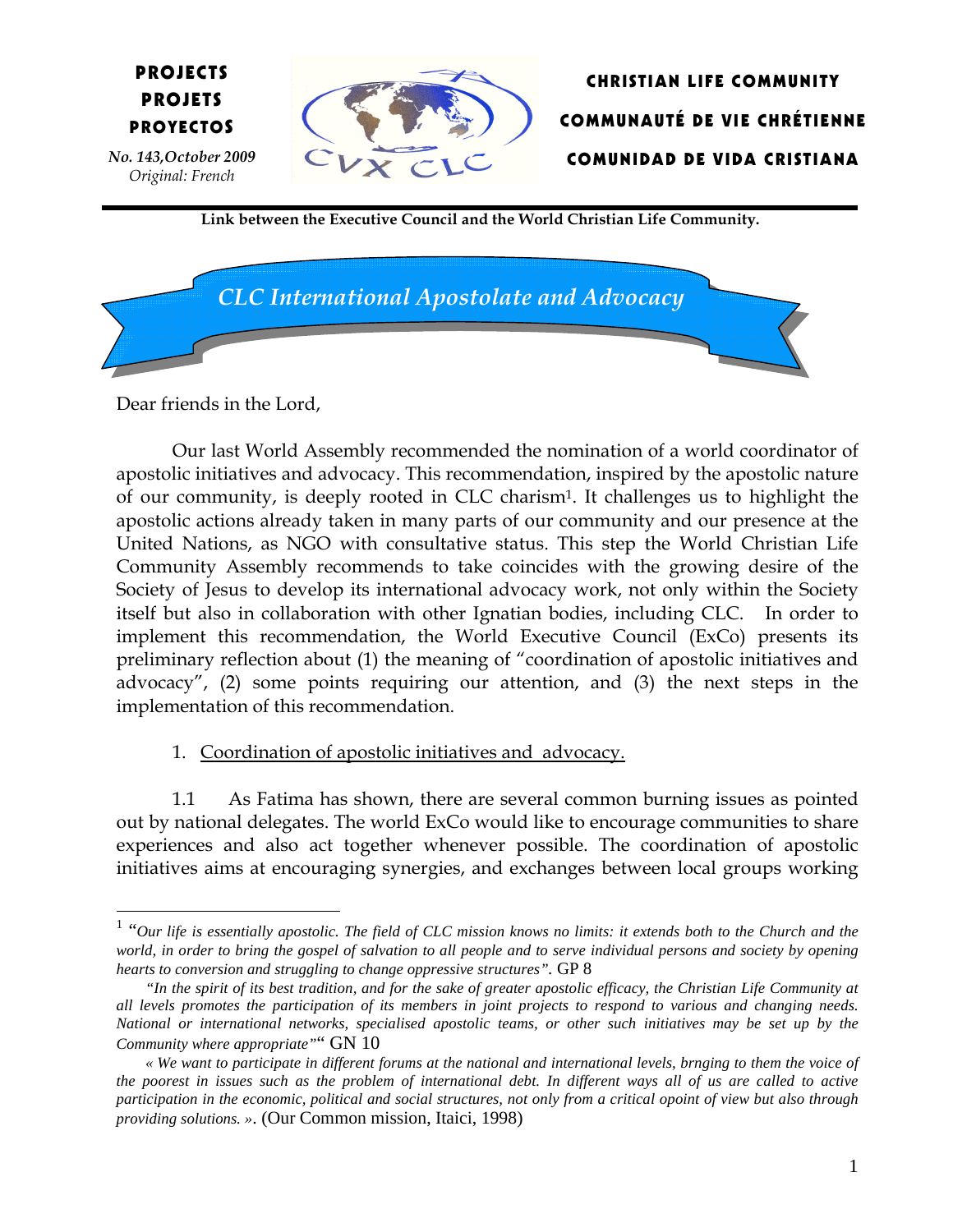**PROJECTS**
**PROJETS**
**PROYECTOS**

*No. 143, October 2009*
*Original: French*

**CHRISTIAN LIFE COMMUNITY**
**COMMUNAUTÉ DE VIE CHRÉTIENNE**
**COMUNIDAD DE VIDA CRISTIANA**

**Link between the Executive Council and the World Christian Life Community.**

# *CLC International Apostolate and Advocacy*

Dear friends in the Lord,

Our last World Assembly recommended the nomination of a world coordinator of apostolic initiatives and advocacy. This recommendation, inspired by the apostolic nature of our community, is deeply rooted in CLC charism[1]. It challenges us to highlight the apostolic actions already taken in many parts of our community and our presence at the United Nations, as NGO with consultative status. This step the World Christian Life Community Assembly recommends to take coincides with the growing desire of the Society of Jesus to develop its international advocacy work, not only within the Society itself but also in collaboration with other Ignatian bodies, including CLC. In order to implement this recommendation, the World Executive Council (ExCo) presents its preliminary reflection about (1) the meaning of "coordination of apostolic initiatives and advocacy", (2) some points requiring our attention, and (3) the next steps in the implementation of this recommendation.

1. <u>Coordination of apostolic initiatives and advocacy.</u>

1.1 As Fatima has shown, there are several common burning issues as pointed out by national delegates. The world ExCo would like to encourage communities to share experiences and also act together whenever possible. The coordination of apostolic initiatives aims at encouraging synergies, and exchanges between local groups working

---

[1] "*Our life is essentially apostolic. The field of CLC mission knows no limits: it extends both to the Church and the world, in order to bring the gospel of salvation to all people and to serve individual persons and society by opening hearts to conversion and struggling to change oppressive structures".* GP 8

"*In the spirit of its best tradition, and for the sake of greater apostolic efficacy, the Christian Life Community at all levels promotes the participation of its members in joint projects to respond to various and changing needs. National or international networks, specialised apostolic teams, or other such initiatives may be set up by the Community where appropriate*"" GN 10

*« We want to participate in different forums at the national and international levels, brnging to them the voice of the poorest in issues such as the problem of international debt. In different ways all of us are called to active participation in the economic, political and social structures, not only from a critical opoint of view but also through providing solutions. »*. (Our Common mission, Itaici, 1998)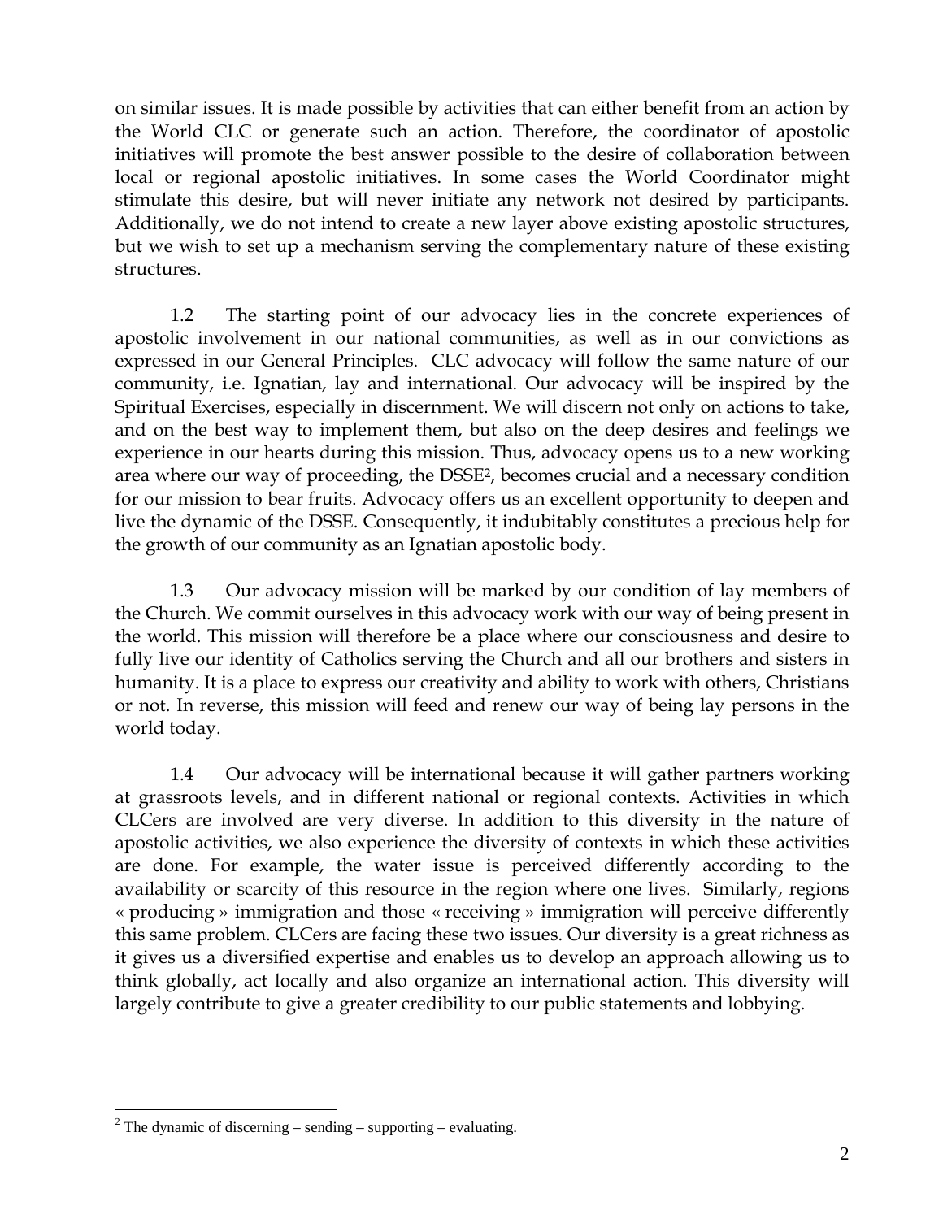on similar issues. It is made possible by activities that can either benefit from an action by the World CLC or generate such an action. Therefore, the coordinator of apostolic initiatives will promote the best answer possible to the desire of collaboration between local or regional apostolic initiatives. In some cases the World Coordinator might stimulate this desire, but will never initiate any network not desired by participants. Additionally, we do not intend to create a new layer above existing apostolic structures, but we wish to set up a mechanism serving the complementary nature of these existing structures.

1.2 The starting point of our advocacy lies in the concrete experiences of apostolic involvement in our national communities, as well as in our convictions as expressed in our General Principles. CLC advocacy will follow the same nature of our community, i.e. Ignatian, lay and international. Our advocacy will be inspired by the Spiritual Exercises, especially in discernment. We will discern not only on actions to take, and on the best way to implement them, but also on the deep desires and feelings we experience in our hearts during this mission. Thus, advocacy opens us to a new working area where our way of proceeding, the DSSE[2], becomes crucial and a necessary condition for our mission to bear fruits. Advocacy offers us an excellent opportunity to deepen and live the dynamic of the DSSE. Consequently, it indubitably constitutes a precious help for the growth of our community as an Ignatian apostolic body.

1.3 Our advocacy mission will be marked by our condition of lay members of the Church. We commit ourselves in this advocacy work with our way of being present in the world. This mission will therefore be a place where our consciousness and desire to fully live our identity of Catholics serving the Church and all our brothers and sisters in humanity. It is a place to express our creativity and ability to work with others, Christians or not. In reverse, this mission will feed and renew our way of being lay persons in the world today.

1.4 Our advocacy will be international because it will gather partners working at grassroots levels, and in different national or regional contexts. Activities in which CLCers are involved are very diverse. In addition to this diversity in the nature of apostolic activities, we also experience the diversity of contexts in which these activities are done. For example, the water issue is perceived differently according to the availability or scarcity of this resource in the region where one lives. Similarly, regions « producing » immigration and those « receiving » immigration will perceive differently this same problem. CLCers are facing these two issues. Our diversity is a great richness as it gives us a diversified expertise and enables us to develop an approach allowing us to think globally, act locally and also organize an international action. This diversity will largely contribute to give a greater credibility to our public statements and lobbying.

[2] The dynamic of discerning – sending – supporting – evaluating.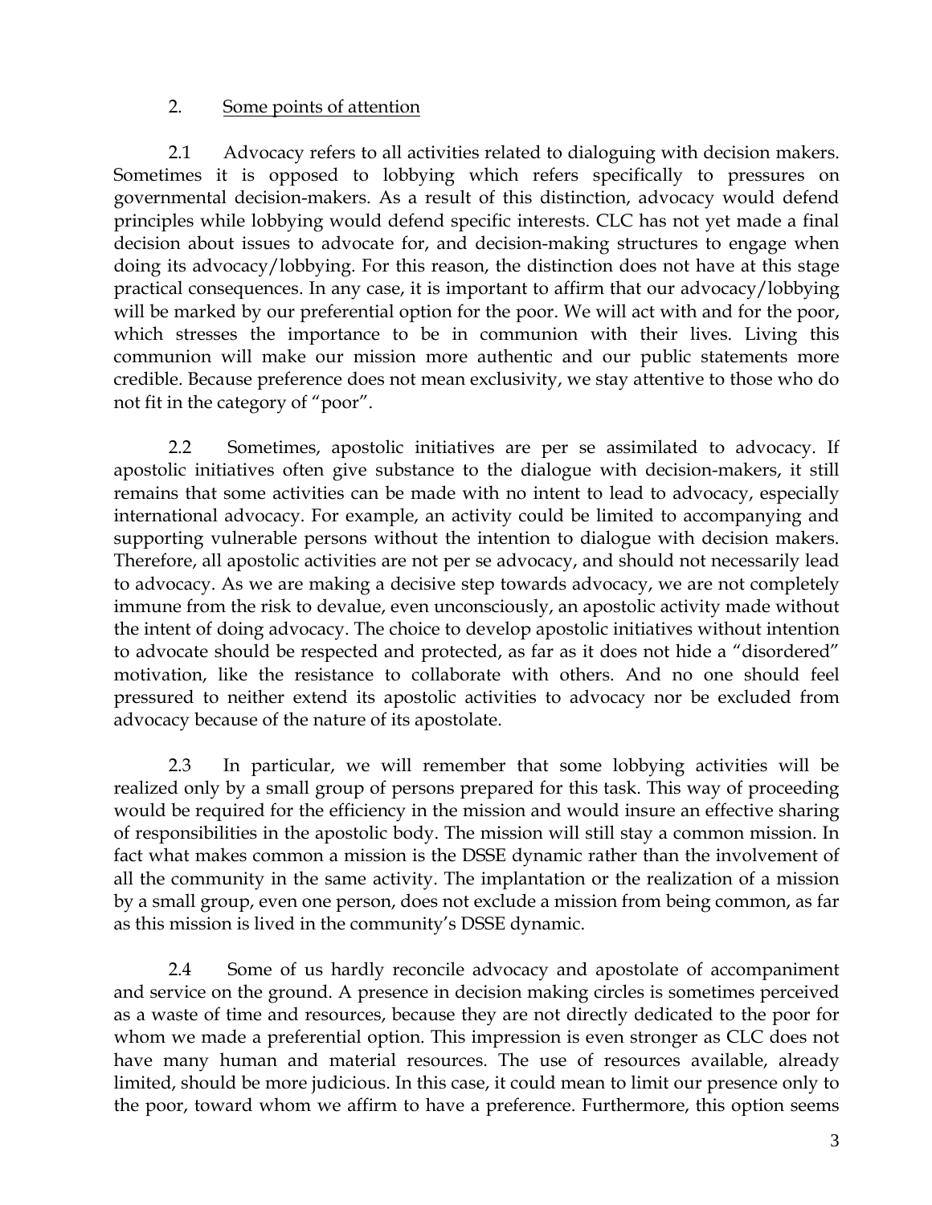## 2. Some points of attention

2.1 Advocacy refers to all activities related to dialoguing with decision makers. Sometimes it is opposed to lobbying which refers specifically to pressures on governmental decision-makers. As a result of this distinction, advocacy would defend principles while lobbying would defend specific interests. CLC has not yet made a final decision about issues to advocate for, and decision-making structures to engage when doing its advocacy/lobbying. For this reason, the distinction does not have at this stage practical consequences. In any case, it is important to affirm that our advocacy/lobbying will be marked by our preferential option for the poor. We will act with and for the poor, which stresses the importance to be in communion with their lives. Living this communion will make our mission more authentic and our public statements more credible. Because preference does not mean exclusivity, we stay attentive to those who do not fit in the category of "poor".

2.2 Sometimes, apostolic initiatives are per se assimilated to advocacy. If apostolic initiatives often give substance to the dialogue with decision-makers, it still remains that some activities can be made with no intent to lead to advocacy, especially international advocacy. For example, an activity could be limited to accompanying and supporting vulnerable persons without the intention to dialogue with decision makers. Therefore, all apostolic activities are not per se advocacy, and should not necessarily lead to advocacy. As we are making a decisive step towards advocacy, we are not completely immune from the risk to devalue, even unconsciously, an apostolic activity made without the intent of doing advocacy. The choice to develop apostolic initiatives without intention to advocate should be respected and protected, as far as it does not hide a "disordered" motivation, like the resistance to collaborate with others. And no one should feel pressured to neither extend its apostolic activities to advocacy nor be excluded from advocacy because of the nature of its apostolate.

2.3 In particular, we will remember that some lobbying activities will be realized only by a small group of persons prepared for this task. This way of proceeding would be required for the efficiency in the mission and would insure an effective sharing of responsibilities in the apostolic body. The mission will still stay a common mission. In fact what makes common a mission is the DSSE dynamic rather than the involvement of all the community in the same activity. The implantation or the realization of a mission by a small group, even one person, does not exclude a mission from being common, as far as this mission is lived in the community's DSSE dynamic.

2.4 Some of us hardly reconcile advocacy and apostolate of accompaniment and service on the ground. A presence in decision making circles is sometimes perceived as a waste of time and resources, because they are not directly dedicated to the poor for whom we made a preferential option. This impression is even stronger as CLC does not have many human and material resources. The use of resources available, already limited, should be more judicious. In this case, it could mean to limit our presence only to the poor, toward whom we affirm to have a preference. Furthermore, this option seems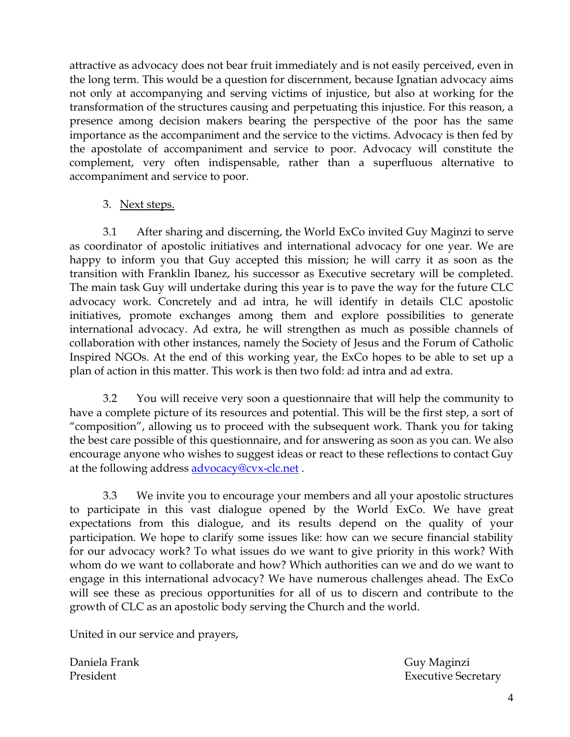attractive as advocacy does not bear fruit immediately and is not easily perceived, even in the long term. This would be a question for discernment, because Ignatian advocacy aims not only at accompanying and serving victims of injustice, but also at working for the transformation of the structures causing and perpetuating this injustice. For this reason, a presence among decision makers bearing the perspective of the poor has the same importance as the accompaniment and the service to the victims. Advocacy is then fed by the apostolate of accompaniment and service to poor. Advocacy will constitute the complement, very often indispensable, rather than a superfluous alternative to accompaniment and service to poor.

3. Next steps.

3.1 After sharing and discerning, the World ExCo invited Guy Maginzi to serve as coordinator of apostolic initiatives and international advocacy for one year. We are happy to inform you that Guy accepted this mission; he will carry it as soon as the transition with Franklin Ibanez, his successor as Executive secretary will be completed. The main task Guy will undertake during this year is to pave the way for the future CLC advocacy work. Concretely and ad intra, he will identify in details CLC apostolic initiatives, promote exchanges among them and explore possibilities to generate international advocacy. Ad extra, he will strengthen as much as possible channels of collaboration with other instances, namely the Society of Jesus and the Forum of Catholic Inspired NGOs. At the end of this working year, the ExCo hopes to be able to set up a plan of action in this matter. This work is then two fold: ad intra and ad extra.

3.2 You will receive very soon a questionnaire that will help the community to have a complete picture of its resources and potential. This will be the first step, a sort of "composition", allowing us to proceed with the subsequent work. Thank you for taking the best care possible of this questionnaire, and for answering as soon as you can. We also encourage anyone who wishes to suggest ideas or react to these reflections to contact Guy at the following address advocacy@cvx-clc.net .

3.3 We invite you to encourage your members and all your apostolic structures to participate in this vast dialogue opened by the World ExCo. We have great expectations from this dialogue, and its results depend on the quality of your participation. We hope to clarify some issues like: how can we secure financial stability for our advocacy work? To what issues do we want to give priority in this work? With whom do we want to collaborate and how? Which authorities can we and do we want to engage in this international advocacy? We have numerous challenges ahead. The ExCo will see these as precious opportunities for all of us to discern and contribute to the growth of CLC as an apostolic body serving the Church and the world.

United in our service and prayers,

Daniela Frank
President

Guy Maginzi
Executive Secretary